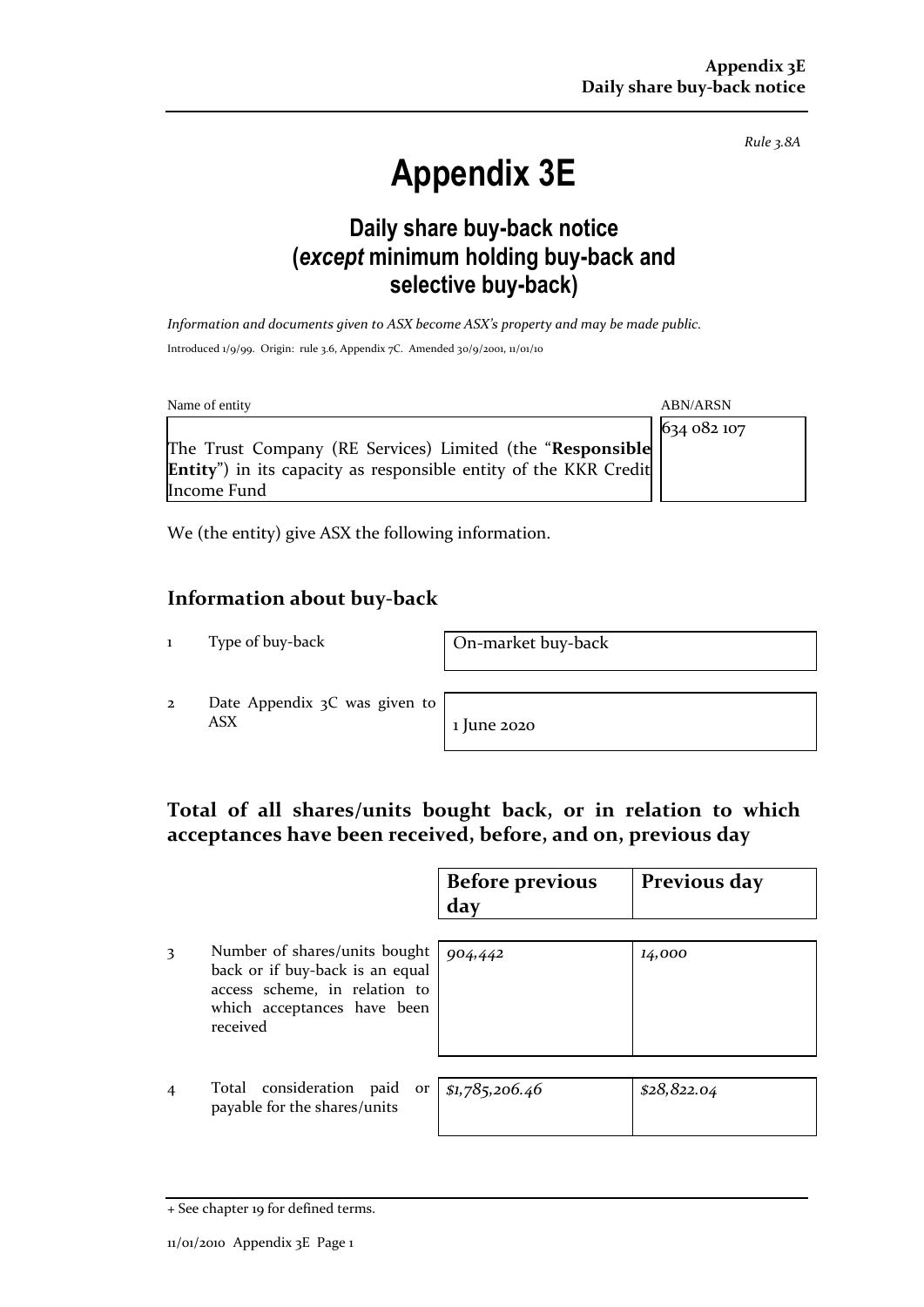*Rule 3.8A*

# Appendix 3E

## Daily share buy-back notice (*except* minimum holding buy-back and selective buy-back)

*Information and documents given to ASX become ASX's property and may be made public.*

Introduced 1/9/99. Origin: rule 3.6, Appendix 7C. Amended 30/9/2001, 11/01/10

| Name of entity | ABN/ARSN |
|---|---|
| The Trust Company (RE Services) Limited (the "**Responsible Entity**") in its capacity as responsible entity of the KKR Credit Income Fund | 634 082 107 |

We (the entity) give ASX the following information.

## Information about buy-back

| | | |
|---|---|---|
| 1 | Type of buy-back | On-market buy-back |
| 2 | Date Appendix 3C was given to ASX | 1 June 2020 |

## Total of all shares/units bought back, or in relation to which acceptances have been received, before, and on, previous day

| | | Before previous day | Previous day |
|---|---|---|---|
| 3 | Number of shares/units bought back or if buy-back is an equal access scheme, in relation to which acceptances have been received | *904,442* | *14,000* |
| 4 | Total consideration paid or payable for the shares/units | *$1,785,206.46* | *$28,822.04* |

+ See chapter 19 for defined terms.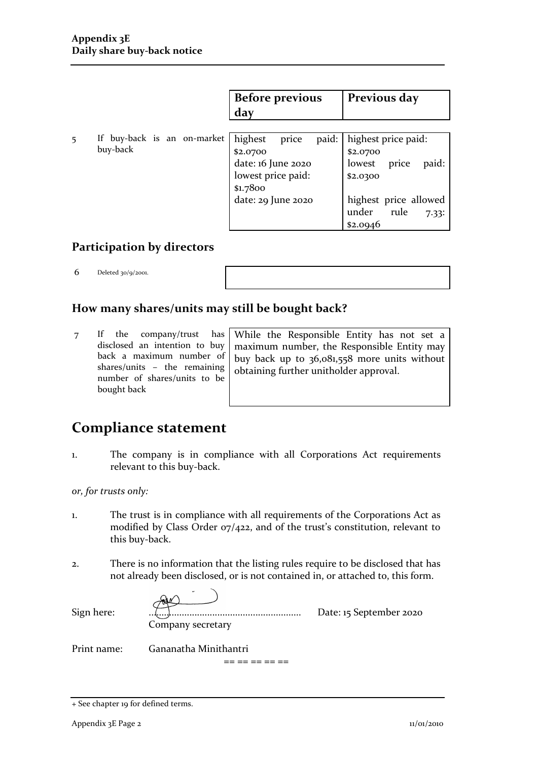**Appendix 3E**
**Daily share buy-back notice**

| | | Before previous day | Previous day |
|---|---|---|---|
| 5 | If buy-back is an on-market buy-back | highest price paid: $2.0700<br>date: 16 June 2020<br>lowest price paid: $1.7800<br>date: 29 June 2020 | highest price paid: $2.0700<br>lowest price paid: $2.0300<br><br>highest price allowed under rule 7.33: $2.0946 |

## Participation by directors

| | | |
|---|---|---|
| 6 | Deleted 30/9/2001. | |

## How many shares/units may still be bought back?

| | | |
|---|---|---|
| 7 | If the company/trust has disclosed an intention to buy back a maximum number of shares/units – the remaining number of shares/units to be bought back | While the Responsible Entity has not set a maximum number, the Responsible Entity may buy back up to 36,081,558 more units without obtaining further unitholder approval. |

# Compliance statement

1. The company is in compliance with all Corporations Act requirements relevant to this buy-back.

*or, for trusts only:*

1. The trust is in compliance with all requirements of the Corporations Act as modified by Class Order 07/422, and of the trust's constitution, relevant to this buy-back.

2. There is no information that the listing rules require to be disclosed that has not already been disclosed, or is not contained in, or attached to, this form.

Sign here: ............................................................ Date: 15 September 2020
Company secretary

Print name: Gananatha Minithantri

== == == == ==

+ See chapter 19 for defined terms.